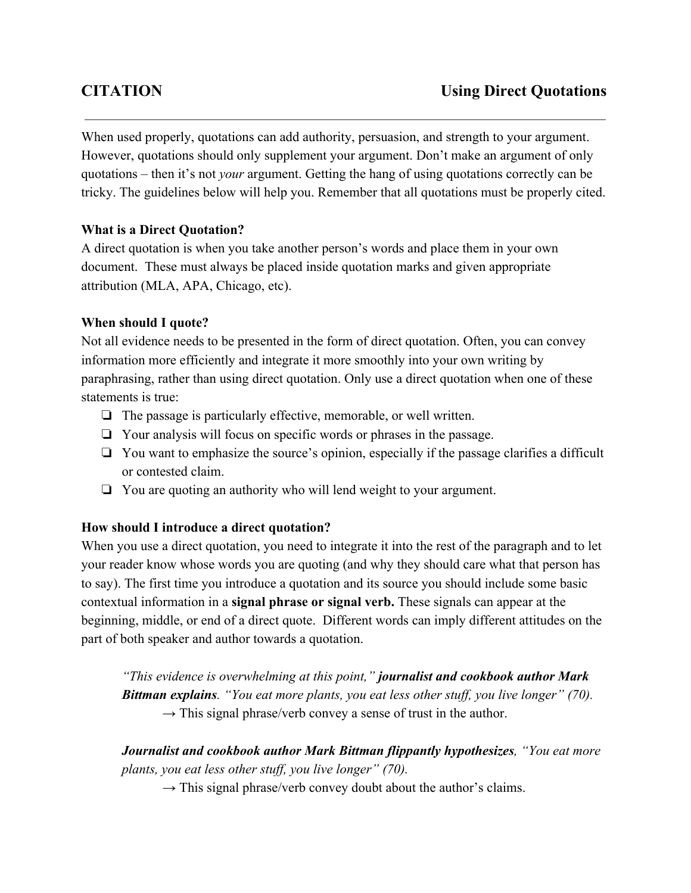**CITATION** **Using Direct Quotations**

---

When used properly, quotations can add authority, persuasion, and strength to your argument. However, quotations should only supplement your argument. Don't make an argument of only quotations – then it's not *your* argument. Getting the hang of using quotations correctly can be tricky. The guidelines below will help you. Remember that all quotations must be properly cited.

### What is a Direct Quotation?

A direct quotation is when you take another person's words and place them in your own document. These must always be placed inside quotation marks and given appropriate attribution (MLA, APA, Chicago, etc).

### When should I quote?

Not all evidence needs to be presented in the form of direct quotation. Often, you can convey information more efficiently and integrate it more smoothly into your own writing by paraphrasing, rather than using direct quotation. Only use a direct quotation when one of these statements is true:

- [ ] The passage is particularly effective, memorable, or well written.
- [ ] Your analysis will focus on specific words or phrases in the passage.
- [ ] You want to emphasize the source's opinion, especially if the passage clarifies a difficult or contested claim.
- [ ] You are quoting an authority who will lend weight to your argument.

### How should I introduce a direct quotation?

When you use a direct quotation, you need to integrate it into the rest of the paragraph and to let your reader know whose words you are quoting (and why they should care what that person has to say). The first time you introduce a quotation and its source you should include some basic contextual information in a **signal phrase or signal verb.** These signals can appear at the beginning, middle, or end of a direct quote. Different words can imply different attitudes on the part of both speaker and author towards a quotation.

> *"This evidence is overwhelming at this point,"* ***journalist and cookbook author Mark Bittman explains****. "You eat more plants, you eat less other stuff, you live longer" (70).*
>
> → This signal phrase/verb convey a sense of trust in the author.

> ***Journalist and cookbook author Mark Bittman flippantly hypothesizes****, "You eat more plants, you eat less other stuff, you live longer" (70).*
>
> → This signal phrase/verb convey doubt about the author's claims.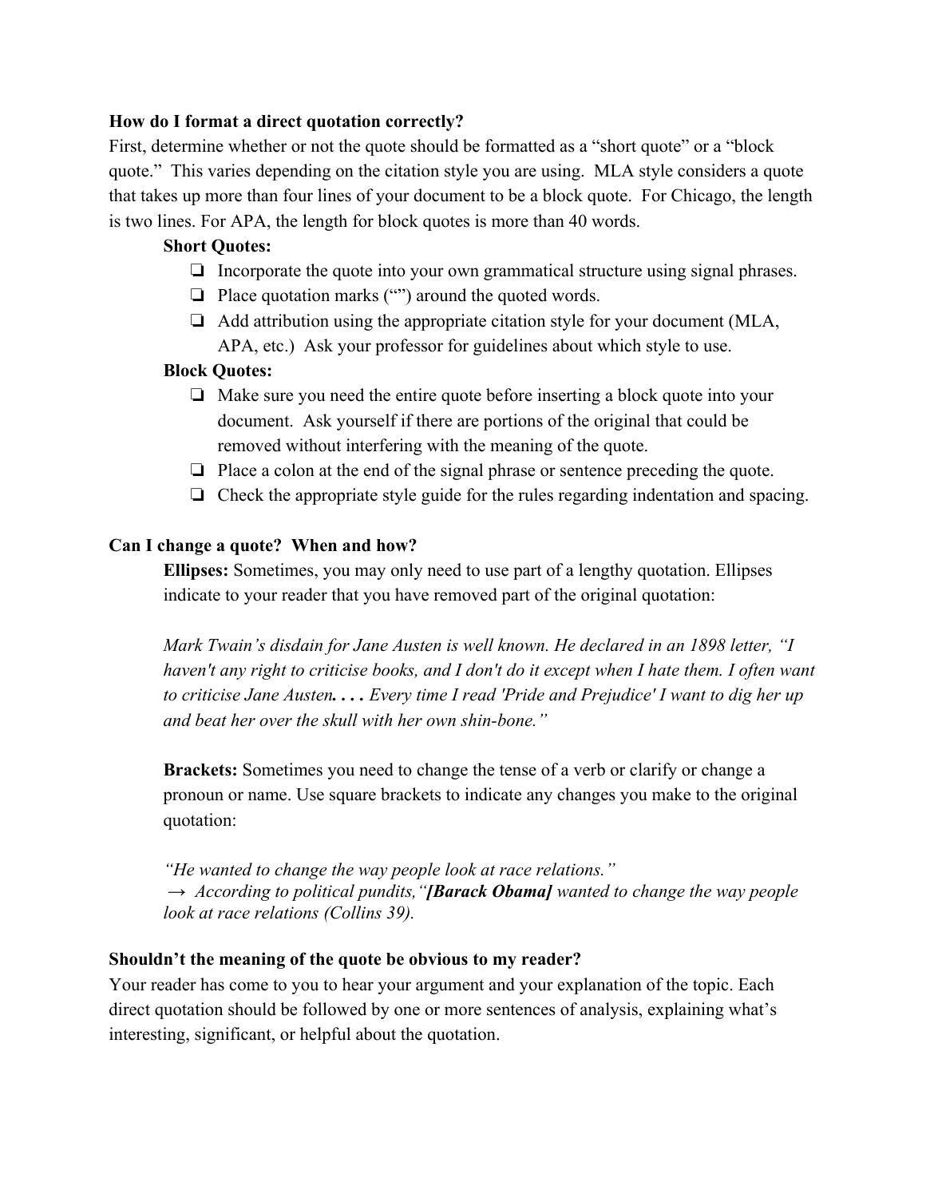**How do I format a direct quotation correctly?**

First, determine whether or not the quote should be formatted as a "short quote" or a "block quote." This varies depending on the citation style you are using. MLA style considers a quote that takes up more than four lines of your document to be a block quote. For Chicago, the length is two lines. For APA, the length for block quotes is more than 40 words.

**Short Quotes:**

- ❏ Incorporate the quote into your own grammatical structure using signal phrases.
- ❏ Place quotation marks ("") around the quoted words.
- ❏ Add attribution using the appropriate citation style for your document (MLA, APA, etc.) Ask your professor for guidelines about which style to use.

**Block Quotes:**

- ❏ Make sure you need the entire quote before inserting a block quote into your document. Ask yourself if there are portions of the original that could be removed without interfering with the meaning of the quote.
- ❏ Place a colon at the end of the signal phrase or sentence preceding the quote.
- ❏ Check the appropriate style guide for the rules regarding indentation and spacing.

**Can I change a quote? When and how?**

**Ellipses:** Sometimes, you may only need to use part of a lengthy quotation. Ellipses indicate to your reader that you have removed part of the original quotation:

*Mark Twain's disdain for Jane Austen is well known. He declared in an 1898 letter, "I haven't any right to criticise books, and I don't do it except when I hate them. I often want to criticise Jane Austen**. . . .** Every time I read 'Pride and Prejudice' I want to dig her up and beat her over the skull with her own shin-bone."*

**Brackets:** Sometimes you need to change the tense of a verb or clarify or change a pronoun or name. Use square brackets to indicate any changes you make to the original quotation:

*"He wanted to change the way people look at race relations."*
→ *According to political pundits,"**[Barack Obama]** wanted to change the way people look at race relations (Collins 39).*

**Shouldn't the meaning of the quote be obvious to my reader?**

Your reader has come to you to hear your argument and your explanation of the topic. Each direct quotation should be followed by one or more sentences of analysis, explaining what's interesting, significant, or helpful about the quotation.